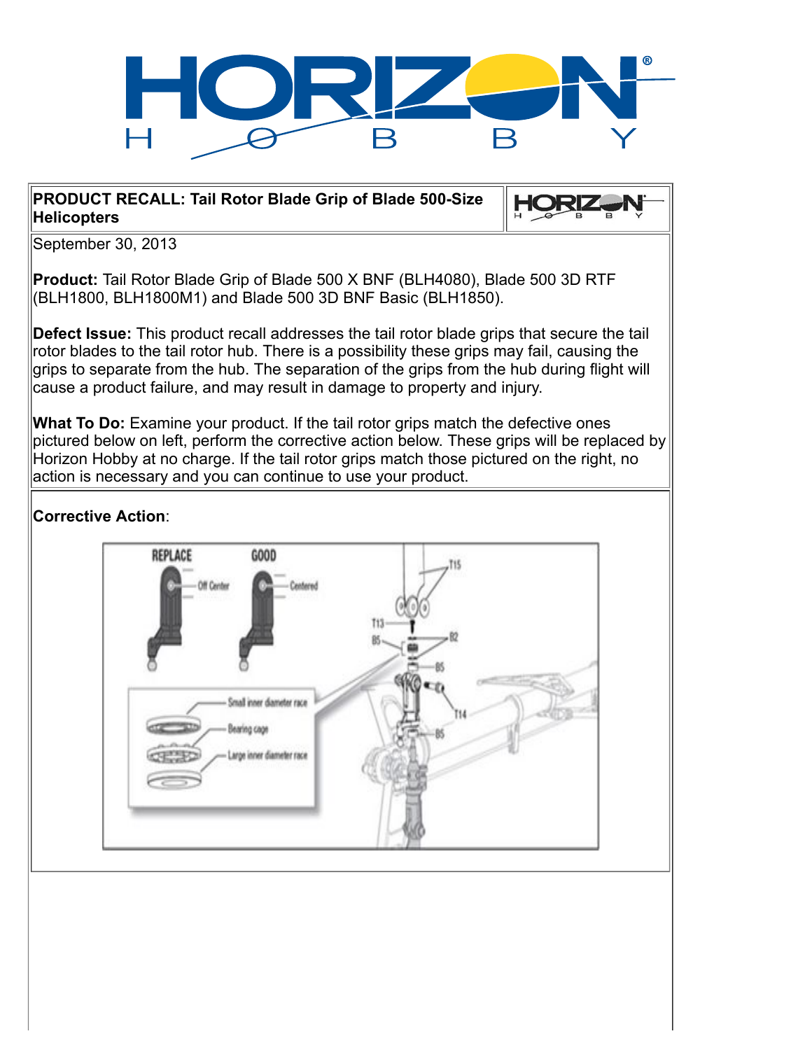# PRODUCT RECALL: Tail Rotor Blade Grip of Blade 500-Size Helicopters

September 30, 2013

**Product:** Tail Rotor Blade Grip of Blade 500 X BNF (BLH4080), Blade 500 3D RTF (BLH1800, BLH1800M1) and Blade 500 3D BNF Basic (BLH1850).

**Defect Issue:** This product recall addresses the tail rotor blade grips that secure the tail rotor blades to the tail rotor hub. There is a possibility these grips may fail, causing the grips to separate from the hub. The separation of the grips from the hub during flight will cause a product failure, and may result in damage to property and injury.

**What To Do:** Examine your product. If the tail rotor grips match the defective ones pictured below on left, perform the corrective action below. These grips will be replaced by Horizon Hobby at no charge. If the tail rotor grips match those pictured on the right, no action is necessary and you can continue to use your product.

**Corrective Action**: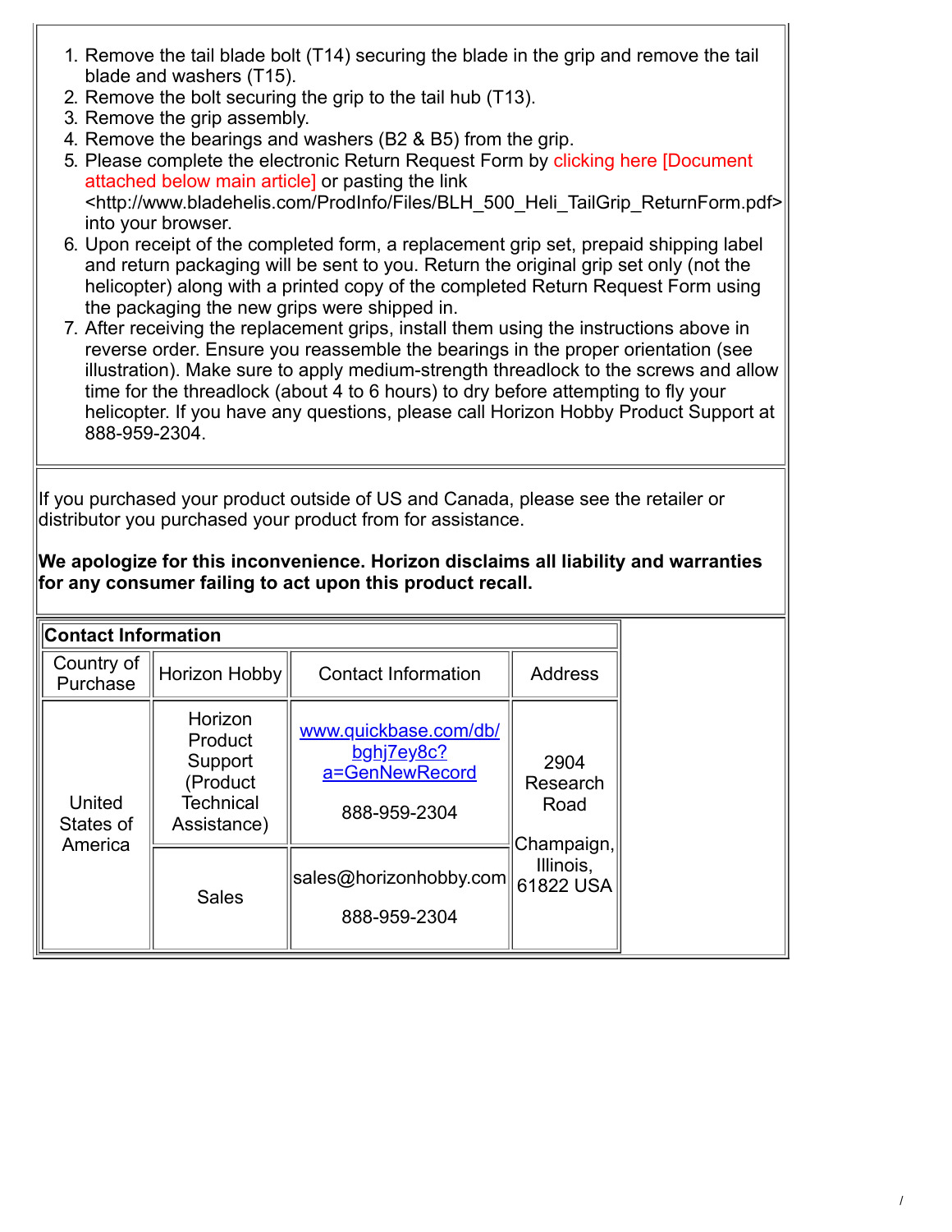1. Remove the tail blade bolt (T14) securing the blade in the grip and remove the tail blade and washers (T15).
2. Remove the bolt securing the grip to the tail hub (T13).
3. Remove the grip assembly.
4. Remove the bearings and washers (B2 & B5) from the grip.
5. Please complete the electronic Return Request Form by clicking here [Document attached below main article] or pasting the link <http://www.bladehelis.com/ProdInfo/Files/BLH_500_Heli_TailGrip_ReturnForm.pdf> into your browser.
6. Upon receipt of the completed form, a replacement grip set, prepaid shipping label and return packaging will be sent to you. Return the original grip set only (not the helicopter) along with a printed copy of the completed Return Request Form using the packaging the new grips were shipped in.
7. After receiving the replacement grips, install them using the instructions above in reverse order. Ensure you reassemble the bearings in the proper orientation (see illustration). Make sure to apply medium-strength threadlock to the screws and allow time for the threadlock (about 4 to 6 hours) to dry before attempting to fly your helicopter. If you have any questions, please call Horizon Hobby Product Support at 888-959-2304.

If you purchased your product outside of US and Canada, please see the retailer or distributor you purchased your product from for assistance.

**We apologize for this inconvenience. Horizon disclaims all liability and warranties for any consumer failing to act upon this product recall.**

| **Contact Information** | | | |
|---|---|---|---|
| Country of Purchase | Horizon Hobby | Contact Information | Address |
| United States of America | Horizon Product Support (Product Technical Assistance) | www.quickbase.com/db/bghj7ey8c?a=GenNewRecord<br>888-959-2304 | 2904 Research Road<br>Champaign, Illinois, 61822 USA |
| | Sales | sales@horizonhobby.com<br>888-959-2304 | |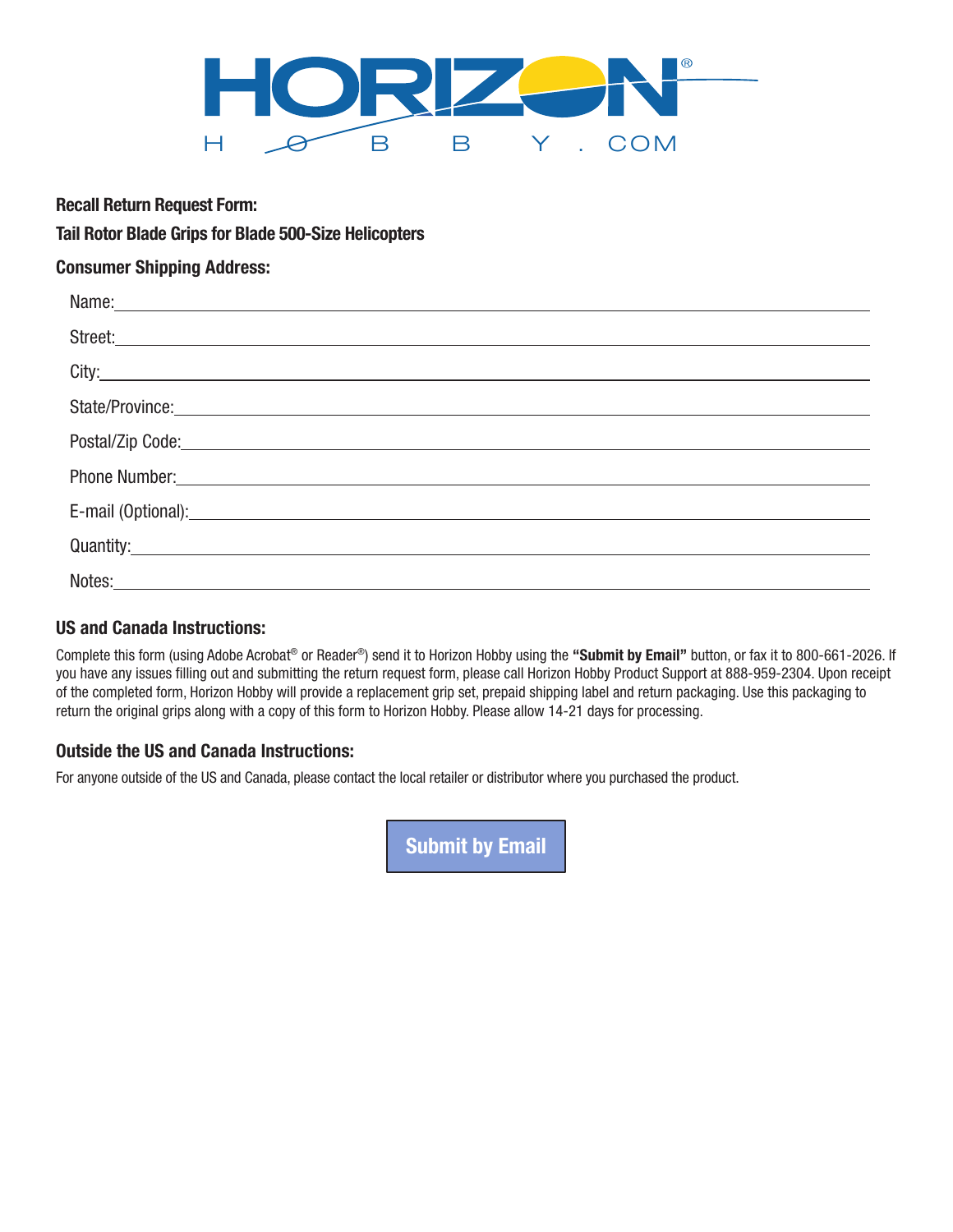HORIZON HOBBY.COM

**Recall Return Request Form:**

**Tail Rotor Blade Grips for Blade 500-Size Helicopters**

**Consumer Shipping Address:**

Name:\_\_\_\_\_\_\_\_\_\_\_\_\_\_\_\_\_\_\_\_\_\_\_\_\_\_\_\_\_\_\_\_\_\_\_\_\_\_\_\_

Street:\_\_\_\_\_\_\_\_\_\_\_\_\_\_\_\_\_\_\_\_\_\_\_\_\_\_\_\_\_\_\_\_\_\_\_\_\_\_\_\_

City:\_\_\_\_\_\_\_\_\_\_\_\_\_\_\_\_\_\_\_\_\_\_\_\_\_\_\_\_\_\_\_\_\_\_\_\_\_\_\_\_

State/Province:\_\_\_\_\_\_\_\_\_\_\_\_\_\_\_\_\_\_\_\_\_\_\_\_\_\_\_\_\_\_\_\_\_\_\_\_\_\_\_\_

Postal/Zip Code:\_\_\_\_\_\_\_\_\_\_\_\_\_\_\_\_\_\_\_\_\_\_\_\_\_\_\_\_\_\_\_\_\_\_\_\_\_\_\_\_

Phone Number:\_\_\_\_\_\_\_\_\_\_\_\_\_\_\_\_\_\_\_\_\_\_\_\_\_\_\_\_\_\_\_\_\_\_\_\_\_\_\_\_

E-mail (Optional):\_\_\_\_\_\_\_\_\_\_\_\_\_\_\_\_\_\_\_\_\_\_\_\_\_\_\_\_\_\_\_\_\_\_\_\_\_\_\_\_

Quantity:\_\_\_\_\_\_\_\_\_\_\_\_\_\_\_\_\_\_\_\_\_\_\_\_\_\_\_\_\_\_\_\_\_\_\_\_\_\_\_\_

Notes:\_\_\_\_\_\_\_\_\_\_\_\_\_\_\_\_\_\_\_\_\_\_\_\_\_\_\_\_\_\_\_\_\_\_\_\_\_\_\_\_

## US and Canada Instructions:

Complete this form (using Adobe Acrobat® or Reader®) send it to Horizon Hobby using the **"Submit by Email"** button, or fax it to 800-661-2026. If you have any issues filling out and submitting the return request form, please call Horizon Hobby Product Support at 888-959-2304. Upon receipt of the completed form, Horizon Hobby will provide a replacement grip set, prepaid shipping label and return packaging. Use this packaging to return the original grips along with a copy of this form to Horizon Hobby. Please allow 14-21 days for processing.

## Outside the US and Canada Instructions:

For anyone outside of the US and Canada, please contact the local retailer or distributor where you purchased the product.

**Submit by Email**